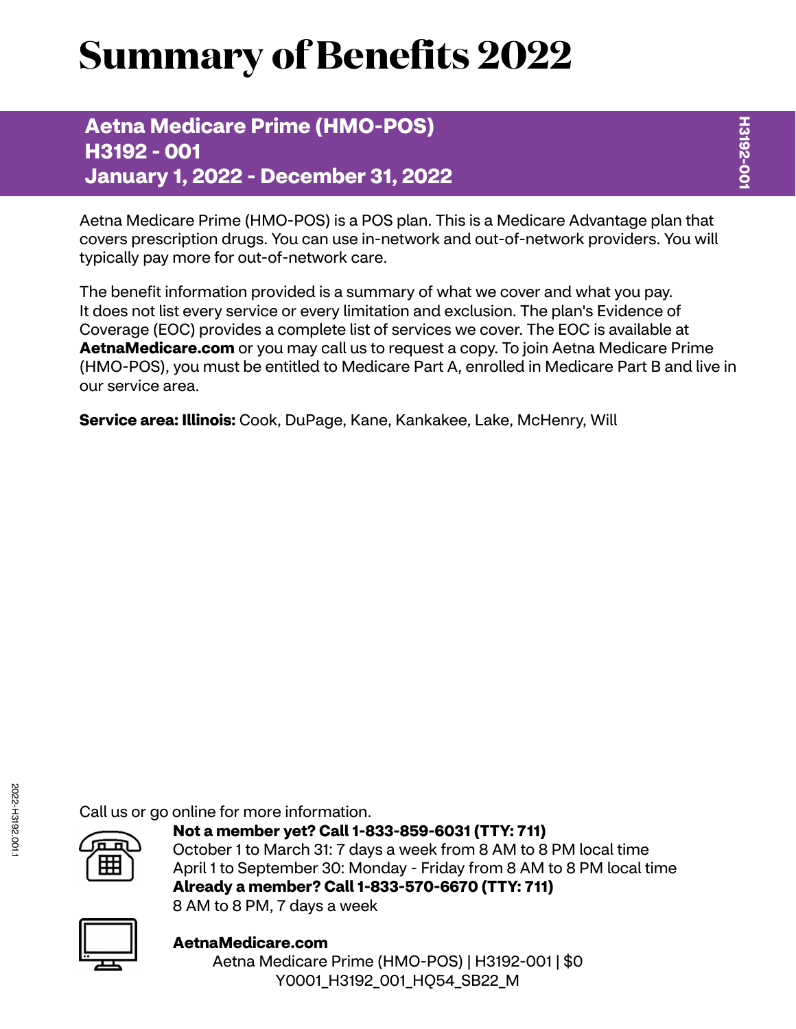# Summary of Benefits 2022

## Aetna Medicare Prime (HMO-POS)
## H3192 - 001
## January 1, 2022 - December 31, 2022

Aetna Medicare Prime (HMO-POS) is a POS plan. This is a Medicare Advantage plan that covers prescription drugs. You can use in-network and out-of-network providers. You will typically pay more for out-of-network care.

The benefit information provided is a summary of what we cover and what you pay. It does not list every service or every limitation and exclusion. The plan's Evidence of Coverage (EOC) provides a complete list of services we cover. The EOC is available at **AetnaMedicare.com** or you may call us to request a copy. To join Aetna Medicare Prime (HMO-POS), you must be entitled to Medicare Part A, enrolled in Medicare Part B and live in our service area.

**Service area: Illinois:** Cook, DuPage, Kane, Kankakee, Lake, McHenry, Will

Call us or go online for more information.

**Not a member yet? Call 1-833-859-6031 (TTY: 711)**
October 1 to March 31: 7 days a week from 8 AM to 8 PM local time
April 1 to September 30: Monday - Friday from 8 AM to 8 PM local time
**Already a member? Call 1-833-570-6670 (TTY: 711)**
8 AM to 8 PM, 7 days a week

**AetnaMedicare.com**

Aetna Medicare Prime (HMO-POS) | H3192-001 | $0
Y0001_H3192_001_HQ54_SB22_M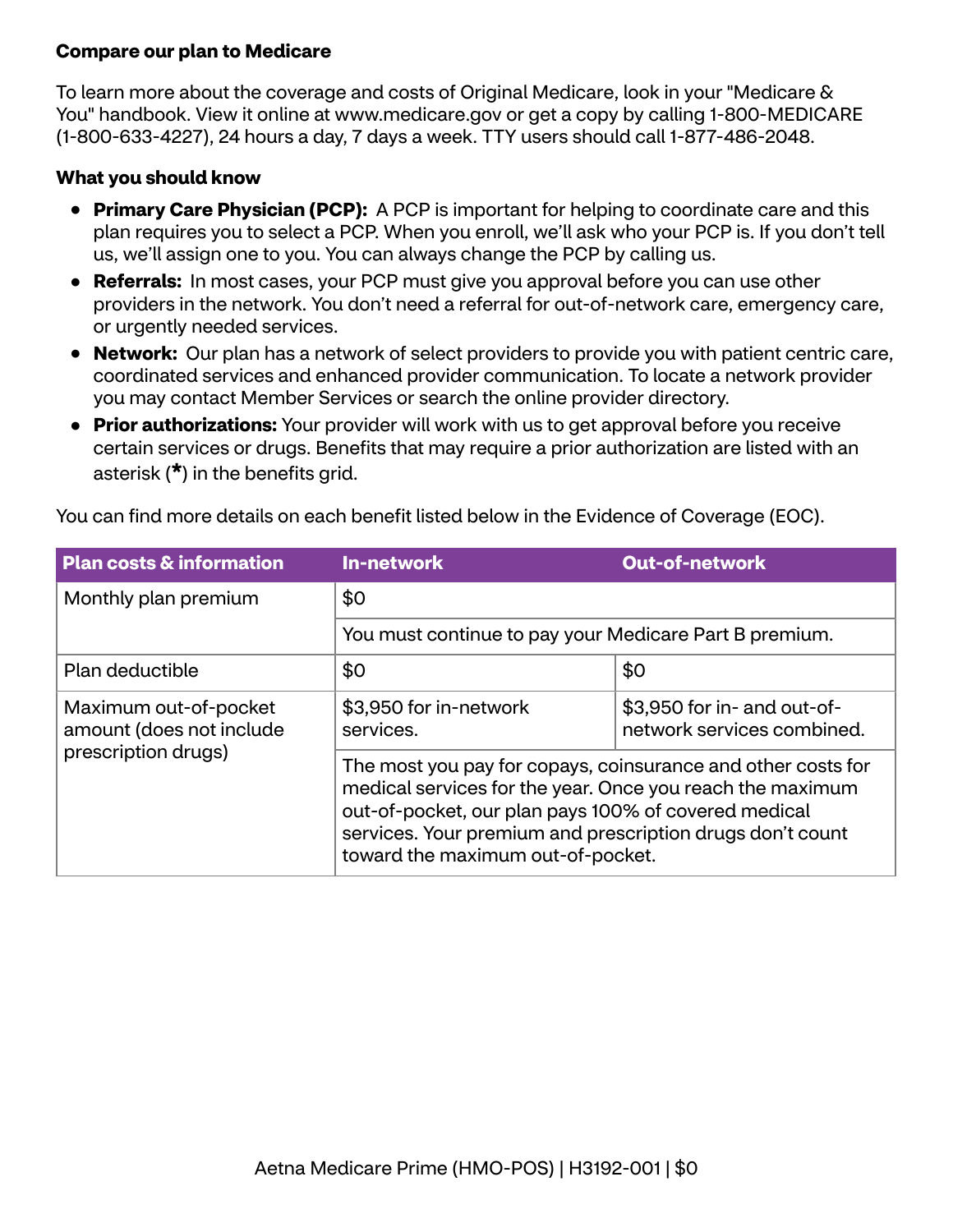**Compare our plan to Medicare**

To learn more about the coverage and costs of Original Medicare, look in your "Medicare & You" handbook. View it online at www.medicare.gov or get a copy by calling 1-800-MEDICARE (1-800-633-4227), 24 hours a day, 7 days a week. TTY users should call 1-877-486-2048.

**What you should know**

- **Primary Care Physician (PCP):** A PCP is important for helping to coordinate care and this plan requires you to select a PCP. When you enroll, we'll ask who your PCP is. If you don't tell us, we'll assign one to you. You can always change the PCP by calling us.
- **Referrals:** In most cases, your PCP must give you approval before you can use other providers in the network. You don't need a referral for out-of-network care, emergency care, or urgently needed services.
- **Network:** Our plan has a network of select providers to provide you with patient centric care, coordinated services and enhanced provider communication. To locate a network provider you may contact Member Services or search the online provider directory.
- **Prior authorizations:** Your provider will work with us to get approval before you receive certain services or drugs. Benefits that may require a prior authorization are listed with an asterisk (**\***) in the benefits grid.

You can find more details on each benefit listed below in the Evidence of Coverage (EOC).

| Plan costs & information | In-network | Out-of-network |
| --- | --- | --- |
| Monthly plan premium | $0 | |
| | You must continue to pay your Medicare Part B premium. | |
| Plan deductible | $0 | $0 |
| Maximum out-of-pocket amount (does not include prescription drugs) | $3,950 for in-network services. | $3,950 for in- and out-of-network services combined. |
| | The most you pay for copays, coinsurance and other costs for medical services for the year. Once you reach the maximum out-of-pocket, our plan pays 100% of covered medical services. Your premium and prescription drugs don't count toward the maximum out-of-pocket. | |

Aetna Medicare Prime (HMO-POS) | H3192-001 | $0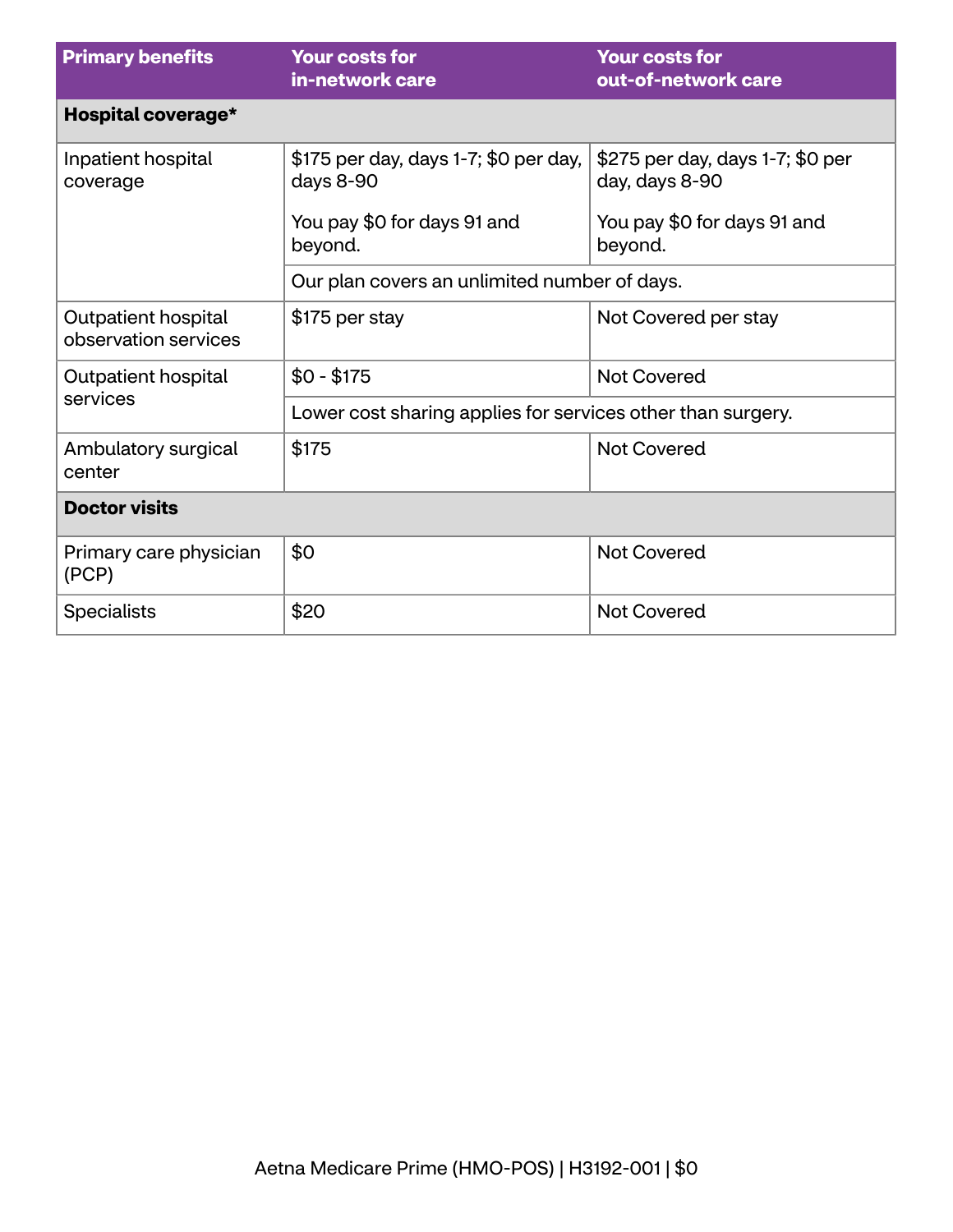| Primary benefits | Your costs for in-network care | Your costs for out-of-network care |
| --- | --- | --- |
| **Hospital coverage*** | | |
| Inpatient hospital coverage | $175 per day, days 1-7; $0 per day, days 8-90<br><br>You pay $0 for days 91 and beyond. | $275 per day, days 1-7; $0 per day, days 8-90<br><br>You pay $0 for days 91 and beyond. |
| | Our plan covers an unlimited number of days. | |
| Outpatient hospital observation services | $175 per stay | Not Covered per stay |
| Outpatient hospital services | $0 - $175 | Not Covered |
| | Lower cost sharing applies for services other than surgery. | |
| Ambulatory surgical center | $175 | Not Covered |
| **Doctor visits** | | |
| Primary care physician (PCP) | $0 | Not Covered |
| Specialists | $20 | Not Covered |

Aetna Medicare Prime (HMO-POS) | H3192-001 | $0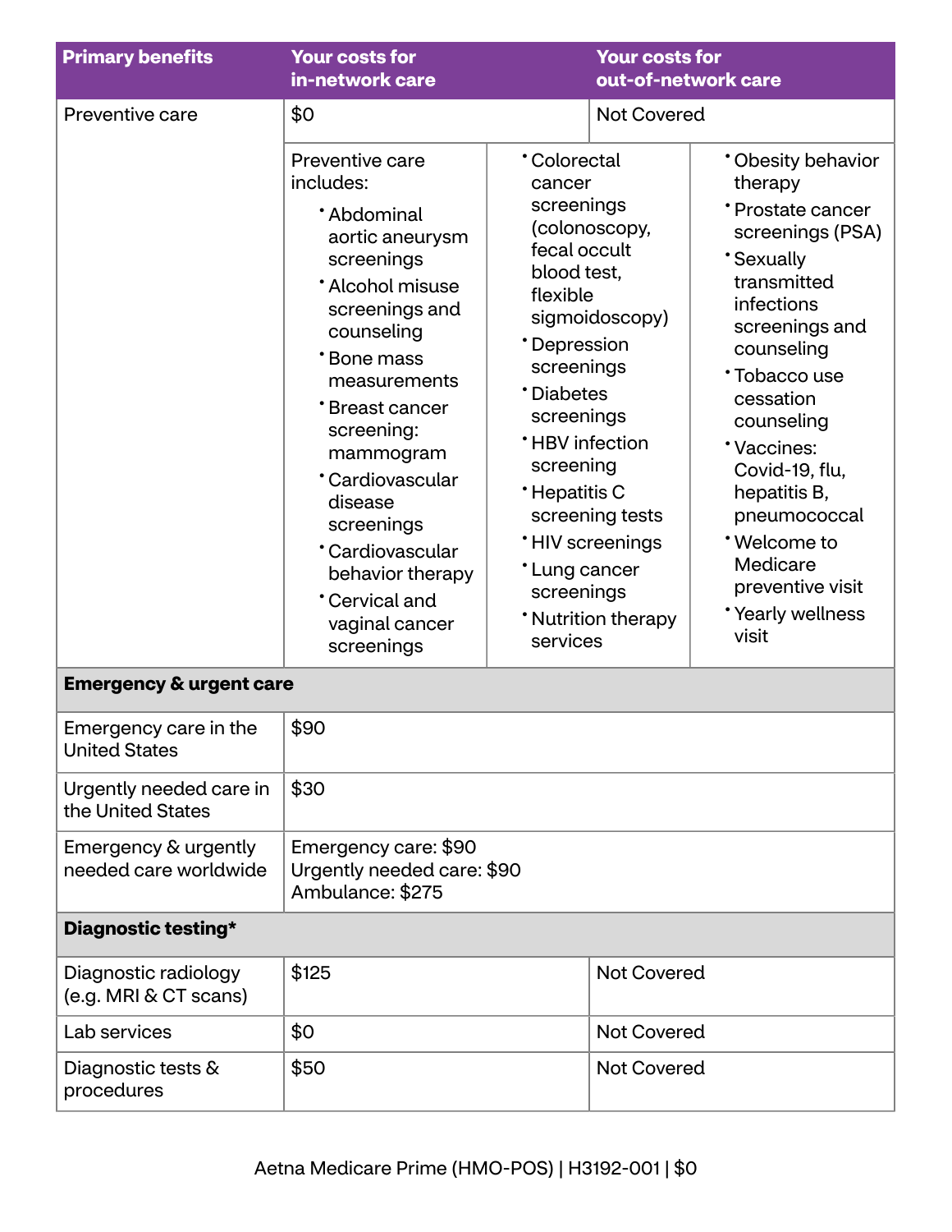| Primary benefits | Your costs for in-network care | Your costs for out-of-network care |
|---|---|---|
| Preventive care | $0 | Not Covered |
| | Preventive care includes:<br>• Abdominal aortic aneurysm screenings<br>• Alcohol misuse screenings and counseling<br>• Bone mass measurements<br>• Breast cancer screening: mammogram<br>• Cardiovascular disease screenings<br>• Cardiovascular behavior therapy<br>• Cervical and vaginal cancer screenings<br>• Colorectal cancer screenings (colonoscopy, fecal occult blood test, flexible sigmoidoscopy)<br>• Depression screenings<br>• Diabetes screenings<br>• HBV infection screening<br>• Hepatitis C screening tests<br>• HIV screenings<br>• Lung cancer screenings<br>• Nutrition therapy services | • Obesity behavior therapy<br>• Prostate cancer screenings (PSA)<br>• Sexually transmitted infections screenings and counseling<br>• Tobacco use cessation counseling<br>• Vaccines: Covid-19, flu, hepatitis B, pneumococcal<br>• Welcome to Medicare preventive visit<br>• Yearly wellness visit |
| **Emergency & urgent care** | | |
| Emergency care in the United States | $90 | |
| Urgently needed care in the United States | $30 | |
| Emergency & urgently needed care worldwide | Emergency care: $90<br>Urgently needed care: $90<br>Ambulance: $275 | |
| **Diagnostic testing*** | | |
| Diagnostic radiology (e.g. MRI & CT scans) | $125 | Not Covered |
| Lab services | $0 | Not Covered |
| Diagnostic tests & procedures | $50 | Not Covered |

Aetna Medicare Prime (HMO-POS) | H3192-001 | $0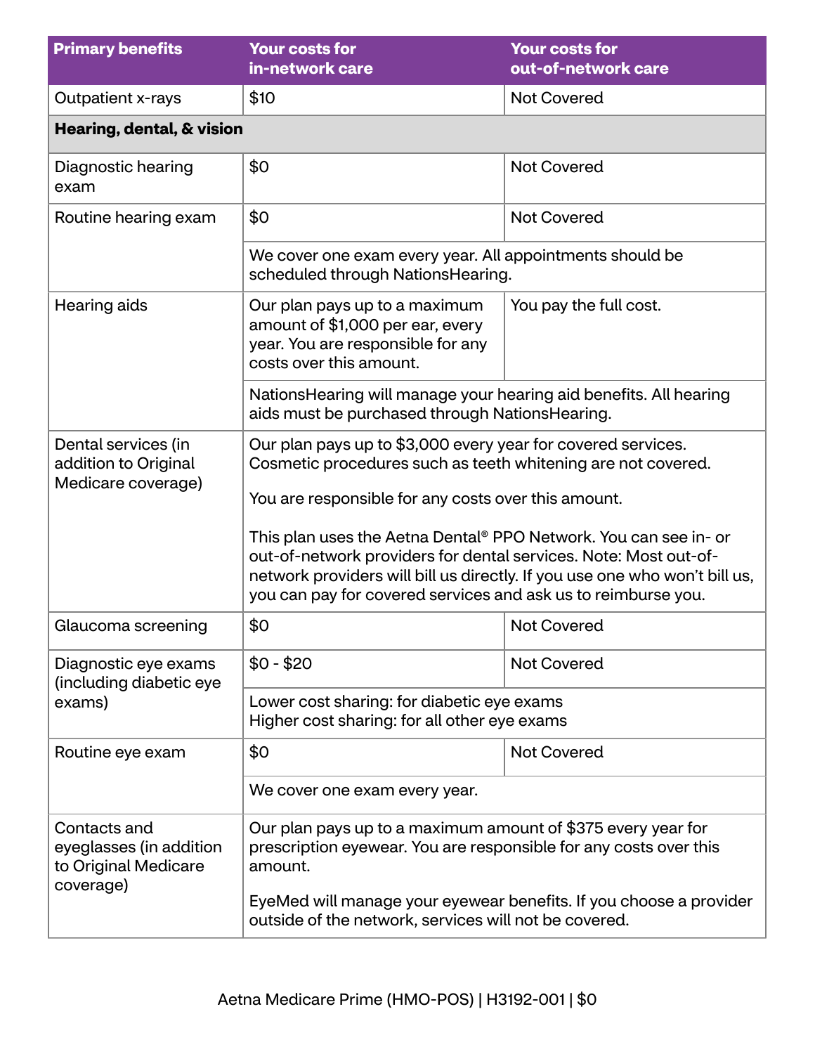| Primary benefits | Your costs for in-network care | Your costs for out-of-network care |
| --- | --- | --- |
| Outpatient x-rays | $10 | Not Covered |
| **Hearing, dental, & vision** | | |
| Diagnostic hearing exam | $0 | Not Covered |
| Routine hearing exam | $0 | Not Covered |
| | We cover one exam every year. All appointments should be scheduled through NationsHearing. | |
| Hearing aids | Our plan pays up to a maximum amount of $1,000 per ear, every year. You are responsible for any costs over this amount. | You pay the full cost. |
| | NationsHearing will manage your hearing aid benefits. All hearing aids must be purchased through NationsHearing. | |
| Dental services (in addition to Original Medicare coverage) | Our plan pays up to $3,000 every year for covered services. Cosmetic procedures such as teeth whitening are not covered.<br><br>You are responsible for any costs over this amount.<br><br>This plan uses the Aetna Dental® PPO Network. You can see in- or out-of-network providers for dental services. Note: Most out-of-network providers will bill us directly. If you use one who won't bill us, you can pay for covered services and ask us to reimburse you. | |
| Glaucoma screening | $0 | Not Covered |
| Diagnostic eye exams (including diabetic eye exams) | $0 - $20 | Not Covered |
| | Lower cost sharing: for diabetic eye exams<br>Higher cost sharing: for all other eye exams | |
| Routine eye exam | $0 | Not Covered |
| | We cover one exam every year. | |
| Contacts and eyeglasses (in addition to Original Medicare coverage) | Our plan pays up to a maximum amount of $375 every year for prescription eyewear. You are responsible for any costs over this amount.<br><br>EyeMed will manage your eyewear benefits. If you choose a provider outside of the network, services will not be covered. | |

Aetna Medicare Prime (HMO-POS) | H3192-001 | $0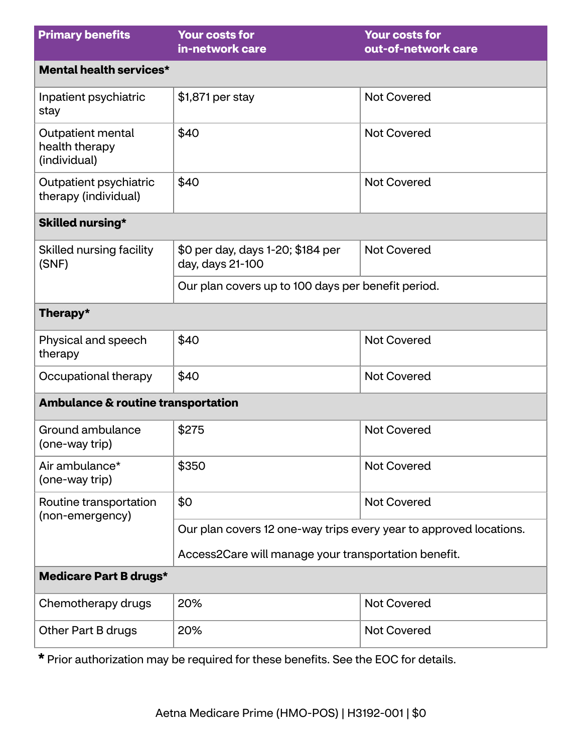| Primary benefits | Your costs for in-network care | Your costs for out-of-network care |
|---|---|---|
| **Mental health services*** | | |
| Inpatient psychiatric stay | $1,871 per stay | Not Covered |
| Outpatient mental health therapy (individual) | $40 | Not Covered |
| Outpatient psychiatric therapy (individual) | $40 | Not Covered |
| **Skilled nursing*** | | |
| Skilled nursing facility (SNF) | $0 per day, days 1-20; $184 per day, days 21-100 | Not Covered |
| | Our plan covers up to 100 days per benefit period. | |
| **Therapy*** | | |
| Physical and speech therapy | $40 | Not Covered |
| Occupational therapy | $40 | Not Covered |
| **Ambulance & routine transportation** | | |
| Ground ambulance (one-way trip) | $275 | Not Covered |
| Air ambulance* (one-way trip) | $350 | Not Covered |
| Routine transportation (non-emergency) | $0 | Not Covered |
| | Our plan covers 12 one-way trips every year to approved locations. Access2Care will manage your transportation benefit. | |
| **Medicare Part B drugs*** | | |
| Chemotherapy drugs | 20% | Not Covered |
| Other Part B drugs | 20% | Not Covered |

* Prior authorization may be required for these benefits. See the EOC for details.

Aetna Medicare Prime (HMO-POS) | H3192-001 | $0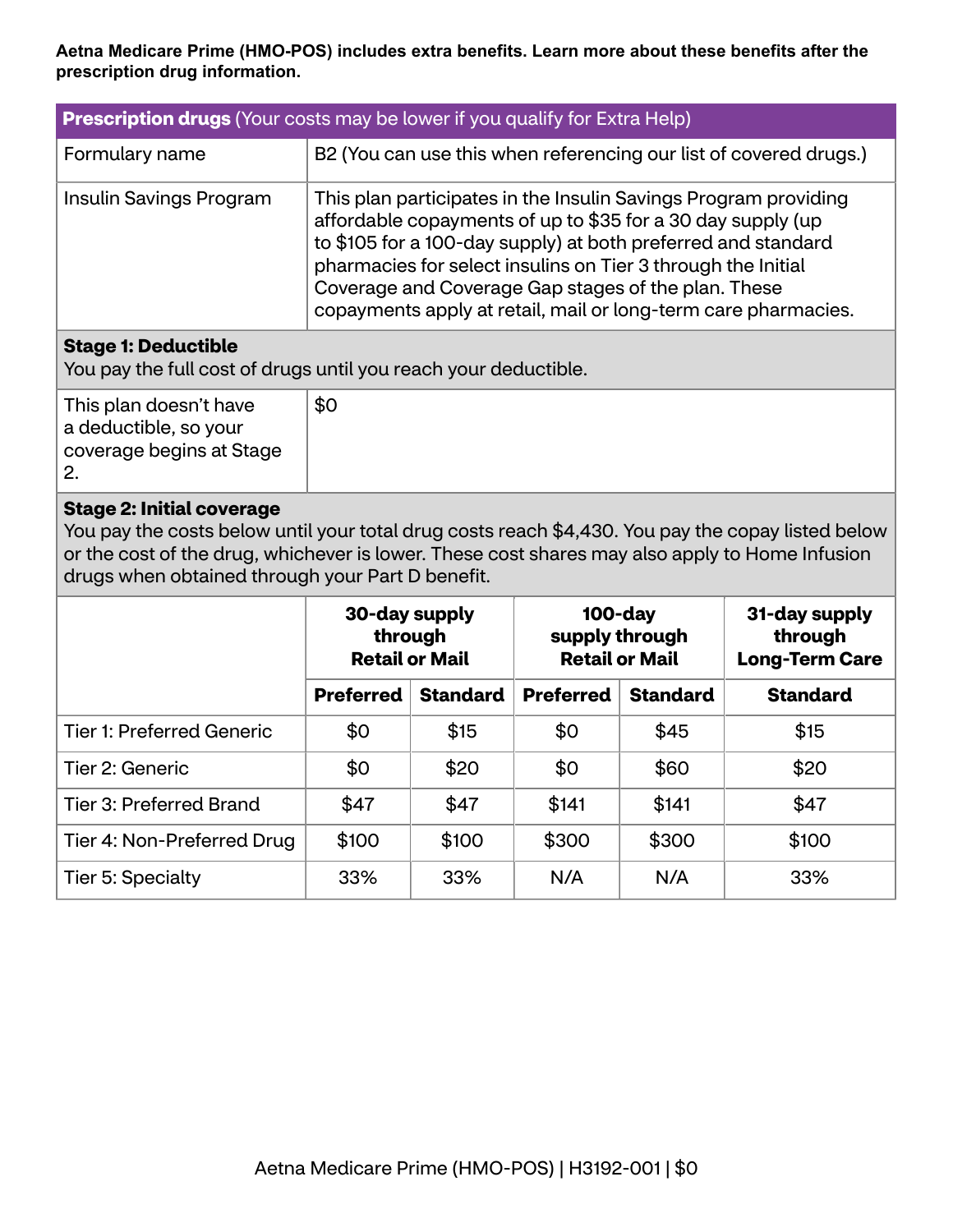**Aetna Medicare Prime (HMO-POS) includes extra benefits. Learn more about these benefits after the prescription drug information.**

| **Prescription drugs** (Your costs may be lower if you qualify for Extra Help) | |
|---|---|
| Formulary name | B2 (You can use this when referencing our list of covered drugs.) |
| Insulin Savings Program | This plan participates in the Insulin Savings Program providing affordable copayments of up to $35 for a 30 day supply (up to $105 for a 100-day supply) at both preferred and standard pharmacies for select insulins on Tier 3 through the Initial Coverage and Coverage Gap stages of the plan. These copayments apply at retail, mail or long-term care pharmacies. |
| **Stage 1: Deductible** You pay the full cost of drugs until you reach your deductible. | |
| This plan doesn't have a deductible, so your coverage begins at Stage 2. | $0 |

**Stage 2: Initial coverage**
You pay the costs below until your total drug costs reach $4,430. You pay the copay listed below or the cost of the drug, whichever is lower. These cost shares may also apply to Home Infusion drugs when obtained through your Part D benefit.

| | **30-day supply through Retail or Mail** | | **100-day supply through Retail or Mail** | | **31-day supply through Long-Term Care** |
|---|---|---|---|---|---|
| | **Preferred** | **Standard** | **Preferred** | **Standard** | **Standard** |
| Tier 1: Preferred Generic | $0 | $15 | $0 | $45 | $15 |
| Tier 2: Generic | $0 | $20 | $0 | $60 | $20 |
| Tier 3: Preferred Brand | $47 | $47 | $141 | $141 | $47 |
| Tier 4: Non-Preferred Drug | $100 | $100 | $300 | $300 | $100 |
| Tier 5: Specialty | 33% | 33% | N/A | N/A | 33% |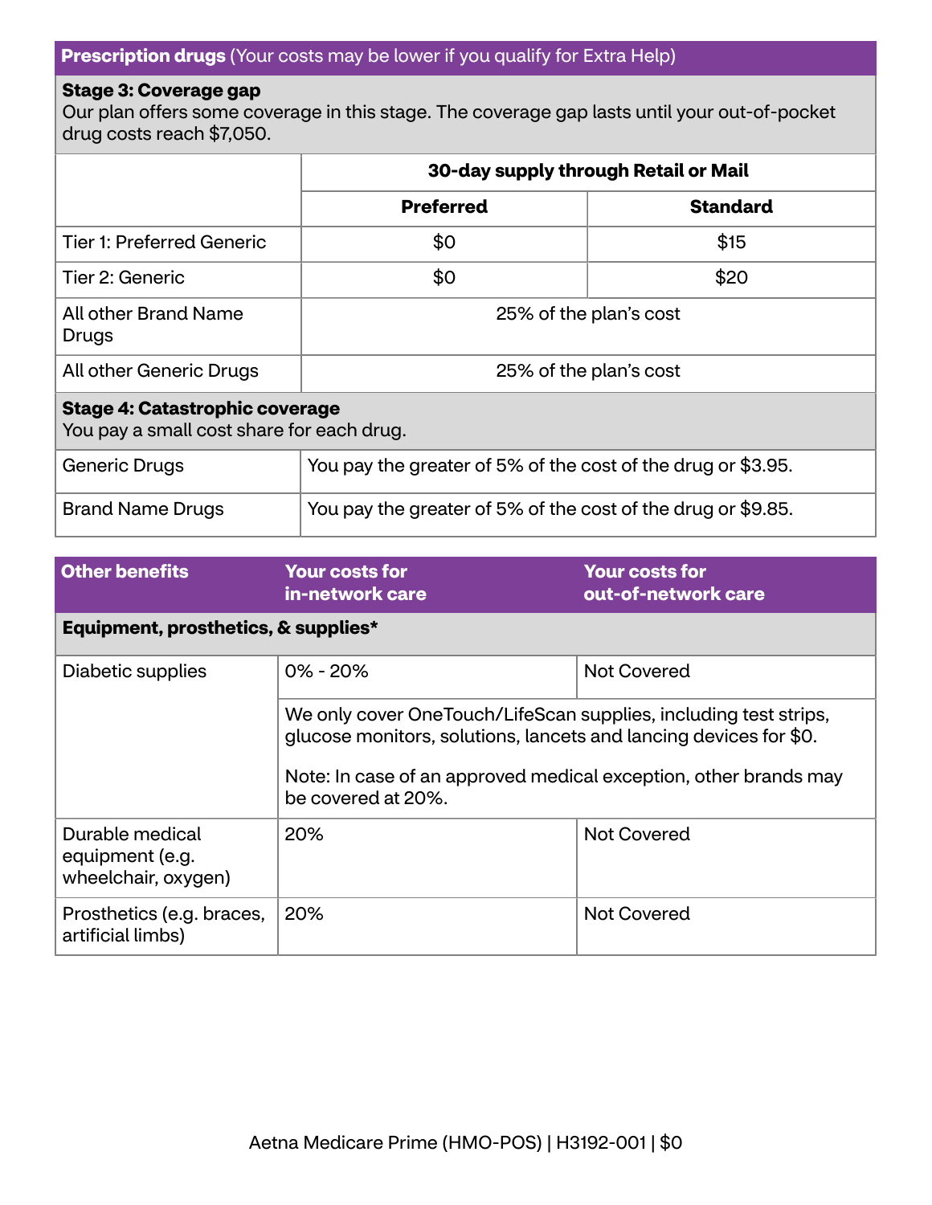| Prescription drugs (Your costs may be lower if you qualify for Extra Help) | | |
|---|---|---|
| **Stage 3: Coverage gap**<br>Our plan offers some coverage in this stage. The coverage gap lasts until your out-of-pocket drug costs reach $7,050. | | |
| | **30-day supply through Retail or Mail** | |
| | **Preferred** | **Standard** |
| Tier 1: Preferred Generic | $0 | $15 |
| Tier 2: Generic | $0 | $20 |
| All other Brand Name Drugs | 25% of the plan's cost | |
| All other Generic Drugs | 25% of the plan's cost | |
| **Stage 4: Catastrophic coverage**<br>You pay a small cost share for each drug. | | |
| Generic Drugs | You pay the greater of 5% of the cost of the drug or $3.95. | |
| Brand Name Drugs | You pay the greater of 5% of the cost of the drug or $9.85. | |

| Other benefits | Your costs for in-network care | Your costs for out-of-network care |
|---|---|---|
| **Equipment, prosthetics, & supplies*** | | |
| Diabetic supplies | 0% - 20% | Not Covered |
| | We only cover OneTouch/LifeScan supplies, including test strips, glucose monitors, solutions, lancets and lancing devices for $0.<br><br>Note: In case of an approved medical exception, other brands may be covered at 20%. | |
| Durable medical equipment (e.g. wheelchair, oxygen) | 20% | Not Covered |
| Prosthetics (e.g. braces, artificial limbs) | 20% | Not Covered |

Aetna Medicare Prime (HMO-POS) | H3192-001 | $0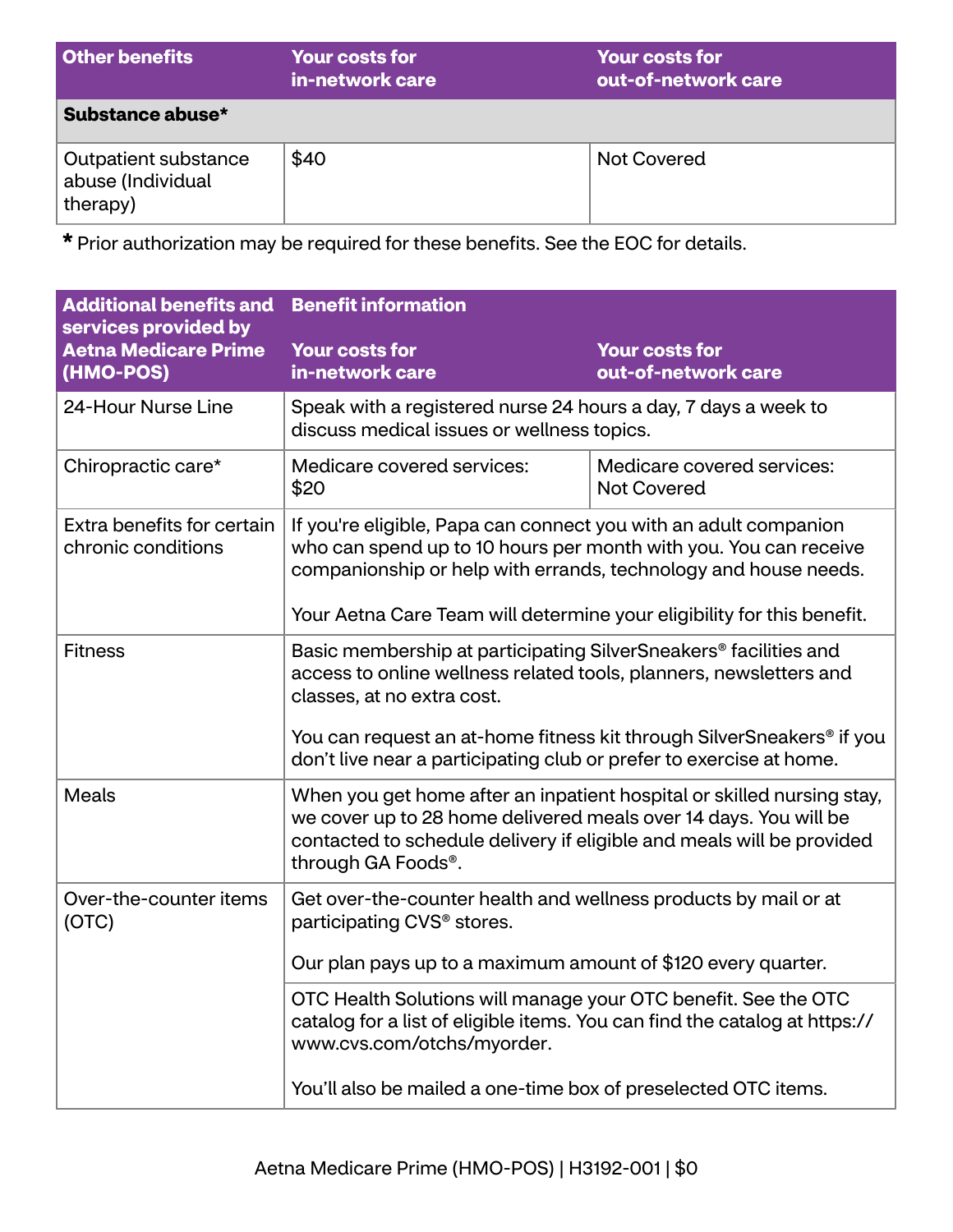| Other benefits | Your costs for in-network care | Your costs for out-of-network care |
| --- | --- | --- |
| **Substance abuse*** | | |
| Outpatient substance abuse (Individual therapy) | $40 | Not Covered |

**\*** Prior authorization may be required for these benefits. See the EOC for details.

| Additional benefits and services provided by Aetna Medicare Prime (HMO-POS) | Benefit information | |
| --- | --- | --- |
| | Your costs for in-network care | Your costs for out-of-network care |
| 24-Hour Nurse Line | Speak with a registered nurse 24 hours a day, 7 days a week to discuss medical issues or wellness topics. | |
| Chiropractic care* | Medicare covered services: $20 | Medicare covered services: Not Covered |
| Extra benefits for certain chronic conditions | If you're eligible, Papa can connect you with an adult companion who can spend up to 10 hours per month with you. You can receive companionship or help with errands, technology and house needs.<br><br>Your Aetna Care Team will determine your eligibility for this benefit. | |
| Fitness | Basic membership at participating SilverSneakers® facilities and access to online wellness related tools, planners, newsletters and classes, at no extra cost.<br><br>You can request an at-home fitness kit through SilverSneakers® if you don't live near a participating club or prefer to exercise at home. | |
| Meals | When you get home after an inpatient hospital or skilled nursing stay, we cover up to 28 home delivered meals over 14 days. You will be contacted to schedule delivery if eligible and meals will be provided through GA Foods®. | |
| Over-the-counter items (OTC) | Get over-the-counter health and wellness products by mail or at participating CVS® stores.<br><br>Our plan pays up to a maximum amount of $120 every quarter. | |
| | OTC Health Solutions will manage your OTC benefit. See the OTC catalog for a list of eligible items. You can find the catalog at https://www.cvs.com/otchs/myorder.<br><br>You'll also be mailed a one-time box of preselected OTC items. | |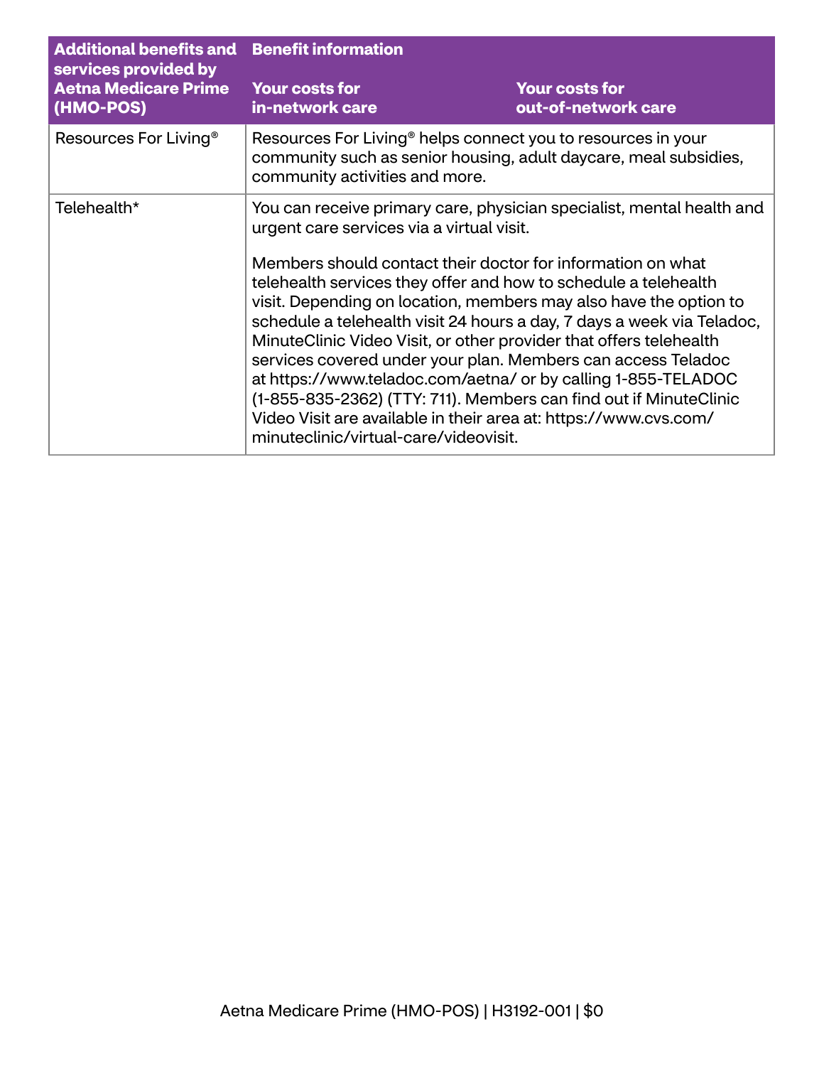| Additional benefits and services provided by Aetna Medicare Prime (HMO-POS) | Benefit information | |
|---|---|---|
| | **Your costs for in-network care** | **Your costs for out-of-network care** |
| Resources For Living® | Resources For Living® helps connect you to resources in your community such as senior housing, adult daycare, meal subsidies, community activities and more. | |
| Telehealth* | You can receive primary care, physician specialist, mental health and urgent care services via a virtual visit.<br><br>Members should contact their doctor for information on what telehealth services they offer and how to schedule a telehealth visit. Depending on location, members may also have the option to schedule a telehealth visit 24 hours a day, 7 days a week via Teladoc, MinuteClinic Video Visit, or other provider that offers telehealth services covered under your plan. Members can access Teladoc at https://www.teladoc.com/aetna/ or by calling 1-855-TELADOC (1-855-835-2362) (TTY: 711). Members can find out if MinuteClinic Video Visit are available in their area at: https://www.cvs.com/minuteclinic/virtual-care/videovisit. | |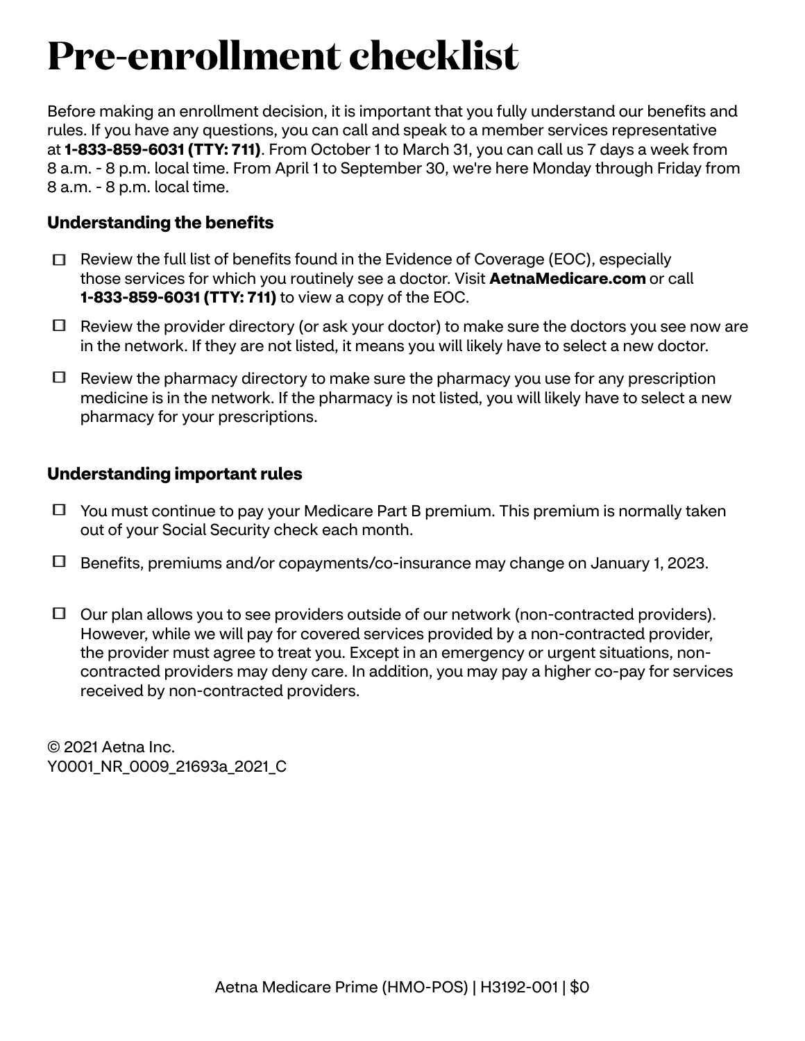# Pre-enrollment checklist

Before making an enrollment decision, it is important that you fully understand our benefits and rules. If you have any questions, you can call and speak to a member services representative at **1-833-859-6031 (TTY: 711)**. From October 1 to March 31, you can call us 7 days a week from 8 a.m. - 8 p.m. local time. From April 1 to September 30, we're here Monday through Friday from 8 a.m. - 8 p.m. local time.

### Understanding the benefits

- ☐ Review the full list of benefits found in the Evidence of Coverage (EOC), especially those services for which you routinely see a doctor. Visit **AetnaMedicare.com** or call **1-833-859-6031 (TTY: 711)** to view a copy of the EOC.
- ☐ Review the provider directory (or ask your doctor) to make sure the doctors you see now are in the network. If they are not listed, it means you will likely have to select a new doctor.
- ☐ Review the pharmacy directory to make sure the pharmacy you use for any prescription medicine is in the network. If the pharmacy is not listed, you will likely have to select a new pharmacy for your prescriptions.

### Understanding important rules

- ☐ You must continue to pay your Medicare Part B premium. This premium is normally taken out of your Social Security check each month.
- ☐ Benefits, premiums and/or copayments/co-insurance may change on January 1, 2023.
- ☐ Our plan allows you to see providers outside of our network (non-contracted providers). However, while we will pay for covered services provided by a non-contracted provider, the provider must agree to treat you. Except in an emergency or urgent situations, non-contracted providers may deny care. In addition, you may pay a higher co-pay for services received by non-contracted providers.

© 2021 Aetna Inc.
Y0001_NR_0009_21693a_2021_C

Aetna Medicare Prime (HMO-POS) | H3192-001 | $0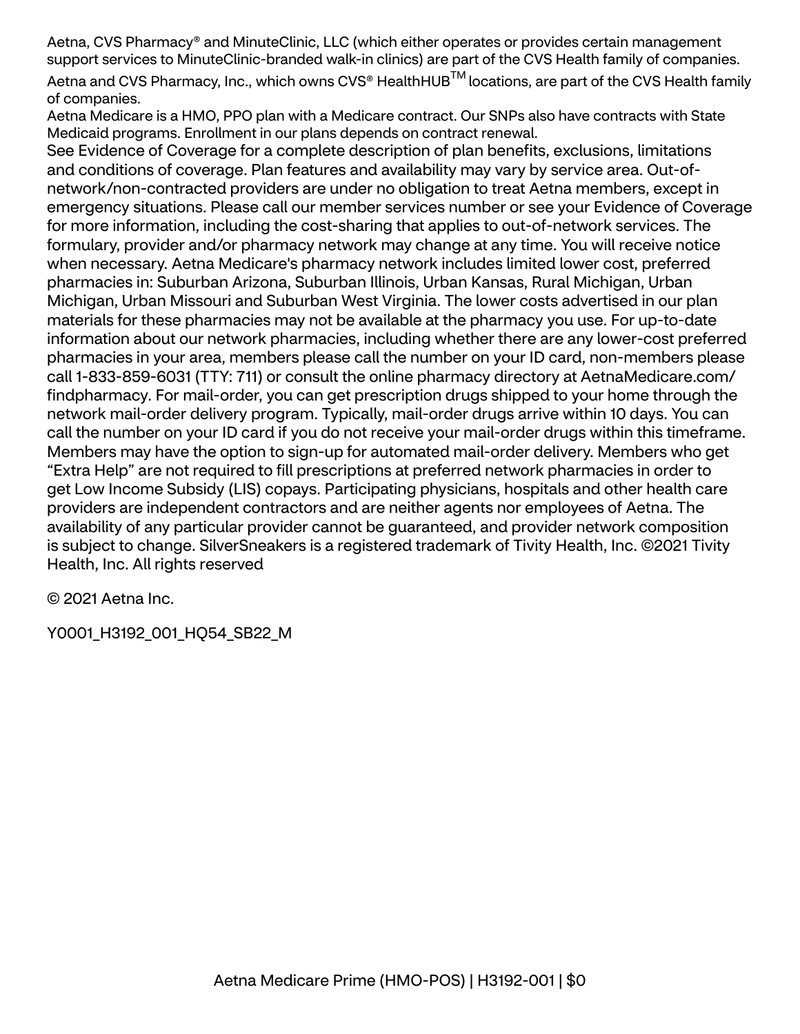Aetna, CVS Pharmacy® and MinuteClinic, LLC (which either operates or provides certain management support services to MinuteClinic-branded walk-in clinics) are part of the CVS Health family of companies.

Aetna and CVS Pharmacy, Inc., which owns CVS® HealthHUB™ locations, are part of the CVS Health family of companies.

Aetna Medicare is a HMO, PPO plan with a Medicare contract. Our SNPs also have contracts with State Medicaid programs. Enrollment in our plans depends on contract renewal.

See Evidence of Coverage for a complete description of plan benefits, exclusions, limitations and conditions of coverage. Plan features and availability may vary by service area. Out-of-network/non-contracted providers are under no obligation to treat Aetna members, except in emergency situations. Please call our member services number or see your Evidence of Coverage for more information, including the cost-sharing that applies to out-of-network services. The formulary, provider and/or pharmacy network may change at any time. You will receive notice when necessary. Aetna Medicare's pharmacy network includes limited lower cost, preferred pharmacies in: Suburban Arizona, Suburban Illinois, Urban Kansas, Rural Michigan, Urban Michigan, Urban Missouri and Suburban West Virginia. The lower costs advertised in our plan materials for these pharmacies may not be available at the pharmacy you use. For up-to-date information about our network pharmacies, including whether there are any lower-cost preferred pharmacies in your area, members please call the number on your ID card, non-members please call 1-833-859-6031 (TTY: 711) or consult the online pharmacy directory at AetnaMedicare.com/findpharmacy. For mail-order, you can get prescription drugs shipped to your home through the network mail-order delivery program. Typically, mail-order drugs arrive within 10 days. You can call the number on your ID card if you do not receive your mail-order drugs within this timeframe. Members may have the option to sign-up for automated mail-order delivery. Members who get "Extra Help" are not required to fill prescriptions at preferred network pharmacies in order to get Low Income Subsidy (LIS) copays. Participating physicians, hospitals and other health care providers are independent contractors and are neither agents nor employees of Aetna. The availability of any particular provider cannot be guaranteed, and provider network composition is subject to change. SilverSneakers is a registered trademark of Tivity Health, Inc. ©2021 Tivity Health, Inc. All rights reserved

© 2021 Aetna Inc.

Y0001_H3192_001_HQ54_SB22_M